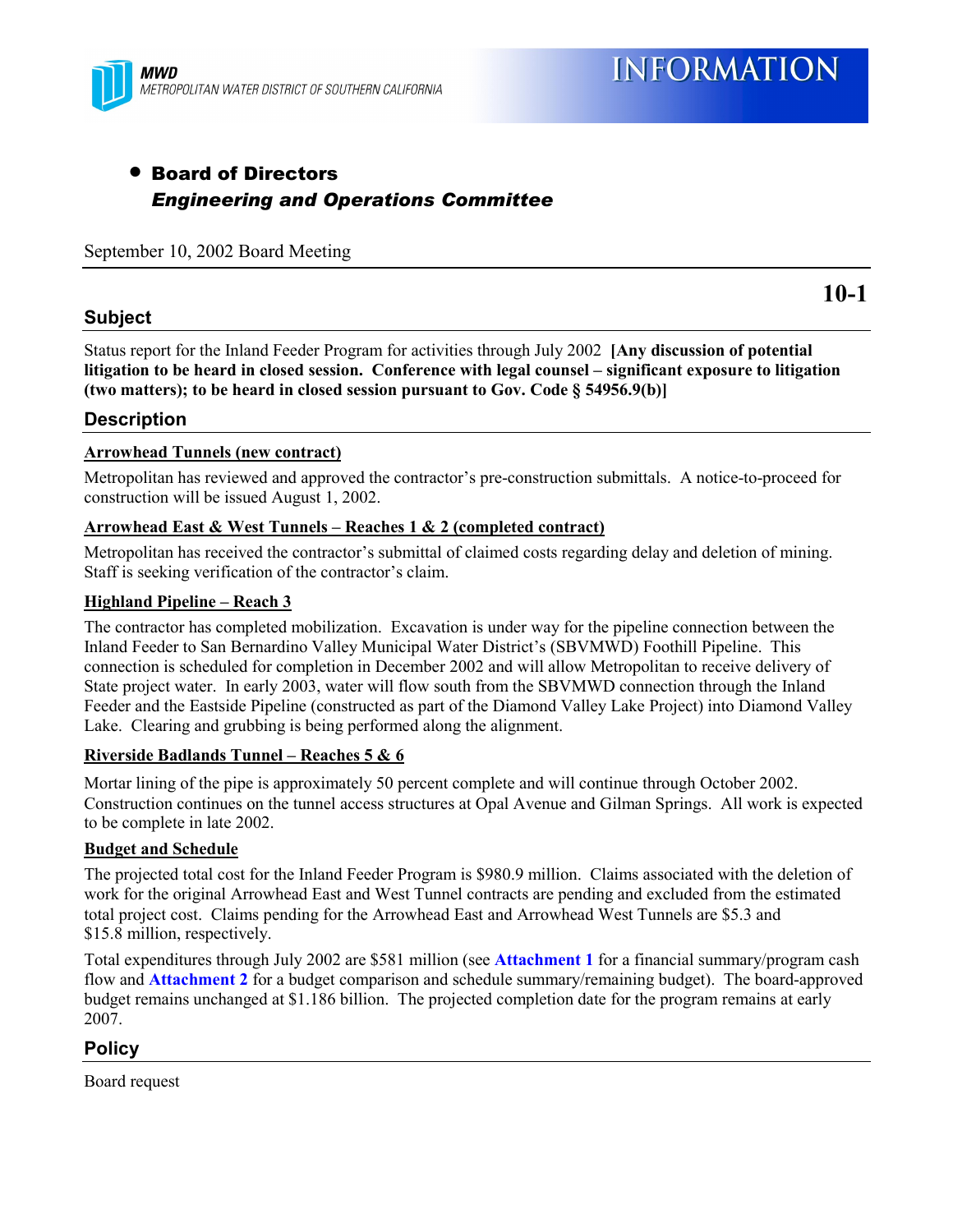MWD
METROPOLITAN WATER DISTRICT OF SOUTHERN CALIFORNIA

INFORMATION

- **Board of Directors**
  ***Engineering and Operations Committee***

September 10, 2002 Board Meeting

**10-1**

## Subject

Status report for the Inland Feeder Program for activities through July 2002 **[Any discussion of potential litigation to be heard in closed session. Conference with legal counsel – significant exposure to litigation (two matters); to be heard in closed session pursuant to Gov. Code § 54956.9(b)]**

## Description

**Arrowhead Tunnels (new contract)**

Metropolitan has reviewed and approved the contractor's pre-construction submittals. A notice-to-proceed for construction will be issued August 1, 2002.

**Arrowhead East & West Tunnels – Reaches 1 & 2 (completed contract)**

Metropolitan has received the contractor's submittal of claimed costs regarding delay and deletion of mining. Staff is seeking verification of the contractor's claim.

**Highland Pipeline – Reach 3**

The contractor has completed mobilization. Excavation is under way for the pipeline connection between the Inland Feeder to San Bernardino Valley Municipal Water District's (SBVMWD) Foothill Pipeline. This connection is scheduled for completion in December 2002 and will allow Metropolitan to receive delivery of State project water. In early 2003, water will flow south from the SBVMWD connection through the Inland Feeder and the Eastside Pipeline (constructed as part of the Diamond Valley Lake Project) into Diamond Valley Lake. Clearing and grubbing is being performed along the alignment.

**Riverside Badlands Tunnel – Reaches 5 & 6**

Mortar lining of the pipe is approximately 50 percent complete and will continue through October 2002. Construction continues on the tunnel access structures at Opal Avenue and Gilman Springs. All work is expected to be complete in late 2002.

**Budget and Schedule**

The projected total cost for the Inland Feeder Program is $980.9 million. Claims associated with the deletion of work for the original Arrowhead East and West Tunnel contracts are pending and excluded from the estimated total project cost. Claims pending for the Arrowhead East and Arrowhead West Tunnels are $5.3 and $15.8 million, respectively.

Total expenditures through July 2002 are $581 million (see **Attachment 1** for a financial summary/program cash flow and **Attachment 2** for a budget comparison and schedule summary/remaining budget). The board-approved budget remains unchanged at $1.186 billion. The projected completion date for the program remains at early 2007.

## Policy

Board request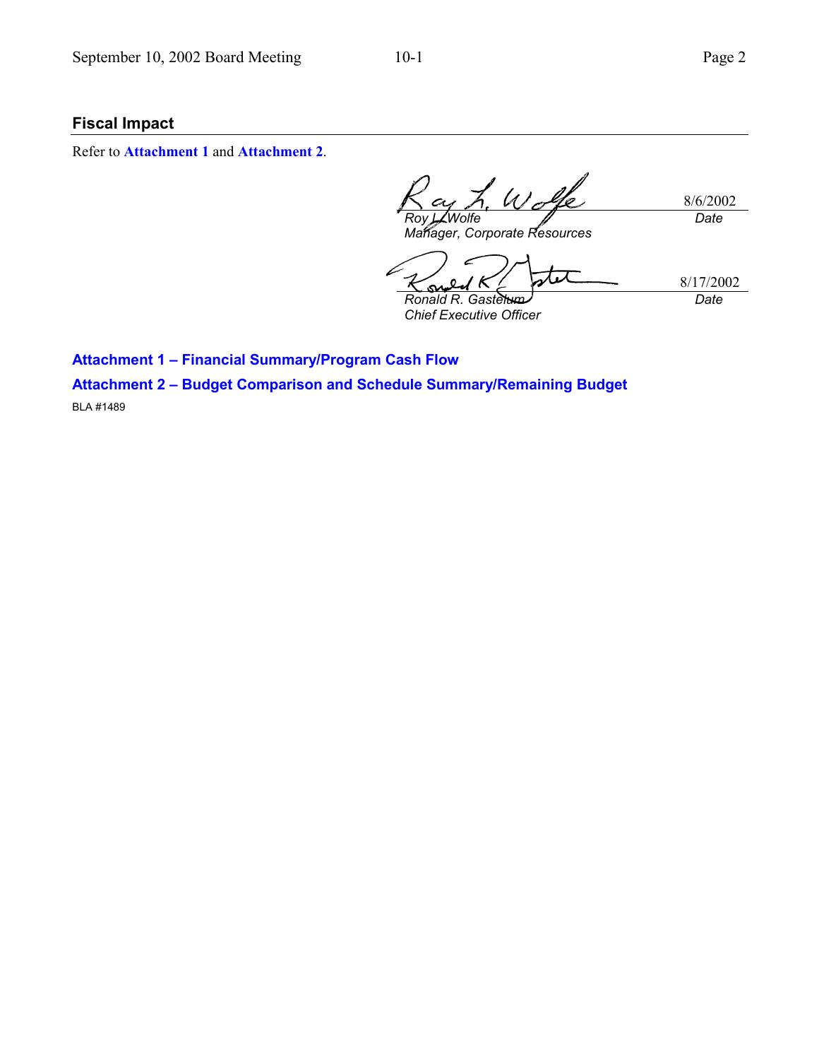## Fiscal Impact

Refer to **Attachment 1** and **Attachment 2**.

| | |
|---|---|
| *Roy L. Wolfe* | 8/6/2002 |
| *Manager, Corporate Resources* | *Date* |

| | |
|---|---|
| *Ronald R. Gastelum* | 8/17/2002 |
| *Chief Executive Officer* | *Date* |

**Attachment 1 – Financial Summary/Program Cash Flow**

**Attachment 2 – Budget Comparison and Schedule Summary/Remaining Budget**

BLA #1489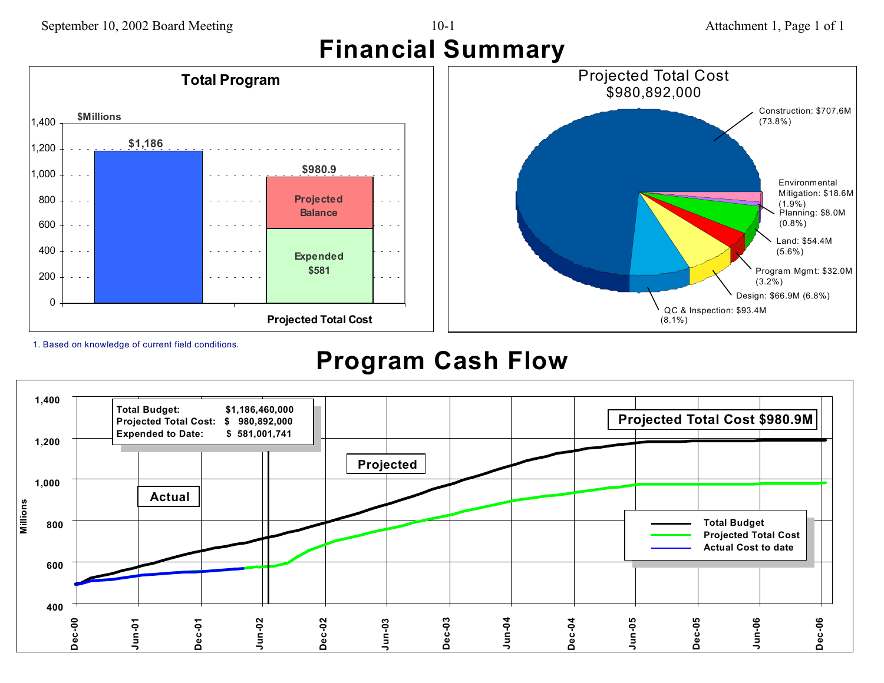# Financial Summary

## Total Program

$Millions

| | Amount ($Millions) |
|---|---|
| Total Program | $1,186 |
| Projected Total Cost | $980.9 |
| Projected Balance | |
| Expended | $581 |

1. Based on knowledge of current field conditions.

## Projected Total Cost $980,892,000

| Category | Amount | Percent |
|---|---|---|
| Construction | $707.6M | 73.8% |
| Environmental Mitigation | $18.6M | 1.9% |
| Planning | $8.0M | 0.8% |
| Land | $54.4M | 5.6% |
| Program Mgmt | $32.0M | 3.2% |
| Design | $66.9M | 6.8% |
| QC & Inspection | $93.4M | 8.1% |

# Program Cash Flow

| | |
|---|---|
| Total Budget: | $1,186,460,000 |
| Projected Total Cost: | $ 980,892,000 |
| Expended to Date: | $ 581,001,741 |

Projected Total Cost $980.9M

Legend: Total Budget; Projected Total Cost; Actual Cost to date

Actual | Projected

Millions (400–1,400); Dec-00 through Dec-06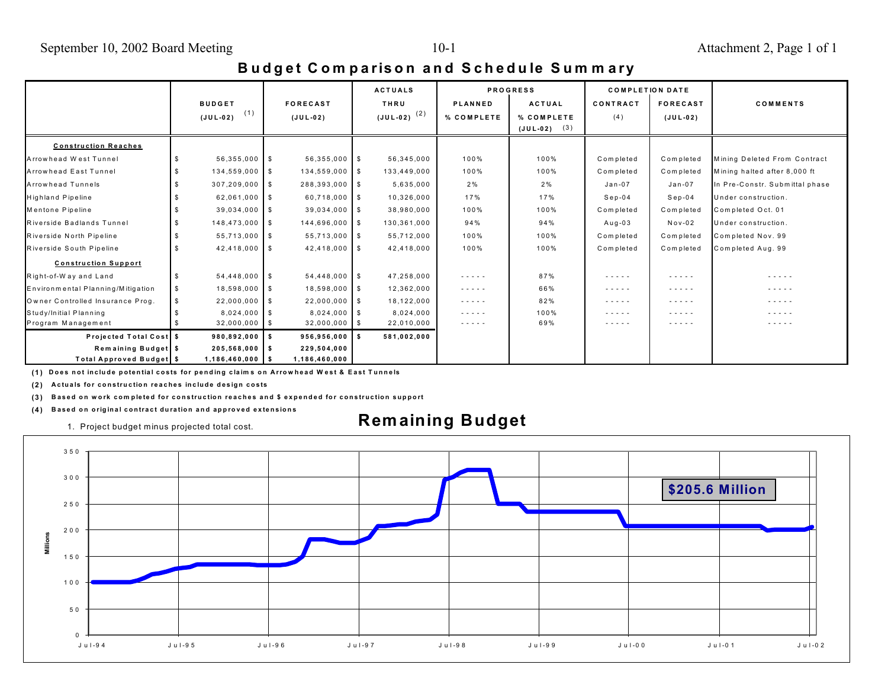# Budget Comparison and Schedule Summary

| | BUDGET (JUL-02) (1) | FORECAST (JUL-02) | ACTUALS THRU (JUL-02) (2) | PROGRESS | | COMPLETION DATE | | COMMENTS |
|---|---|---|---|---|---|---|---|---|
| | | | | PLANNED % COMPLETE | ACTUAL % COMPLETE (JUL-02) (3) | CONTRACT (4) | FORECAST (JUL-02) | |
| **Construction Reaches** | | | | | | | | |
| Arrowhead West Tunnel | $ 56,355,000 | $ 56,355,000 | $ 56,345,000 | 100% | 100% | Completed | Completed | Mining Deleted From Contract |
| Arrowhead East Tunnel | $ 134,559,000 | $ 134,559,000 | $ 133,449,000 | 100% | 100% | Completed | Completed | Mining halted after 8,000 ft |
| Arrowhead Tunnels | $ 307,209,000 | $ 288,393,000 | $ 5,635,000 | 2% | 2% | Jan-07 | Jan-07 | In Pre-Constr. Submittal phase |
| Highland Pipeline | $ 62,061,000 | $ 60,718,000 | $ 10,326,000 | 17% | 17% | Sep-04 | Sep-04 | Under construction. |
| Mentone Pipeline | $ 39,034,000 | $ 39,034,000 | $ 38,980,000 | 100% | 100% | Completed | Completed | Completed Oct. 01 |
| Riverside Badlands Tunnel | $ 148,473,000 | $ 144,696,000 | $ 130,361,000 | 94% | 94% | Aug-03 | Nov-02 | Under construction. |
| Riverside North Pipeline | $ 55,713,000 | $ 55,713,000 | $ 55,712,000 | 100% | 100% | Completed | Completed | Completed Nov. 99 |
| Riverside South Pipeline | $ 42,418,000 | $ 42,418,000 | $ 42,418,000 | 100% | 100% | Completed | Completed | Completed Aug. 99 |
| **Construction Support** | | | | | | | | |
| Right-of-Way and Land | $ 54,448,000 | $ 54,448,000 | $ 47,258,000 | ----- | 87% | ----- | ----- | ----- |
| Environmental Planning/Mitigation | $ 18,598,000 | $ 18,598,000 | $ 12,362,000 | ----- | 66% | ----- | ----- | ----- |
| Owner Controlled Insurance Prog. | $ 22,000,000 | $ 22,000,000 | $ 18,122,000 | ----- | 82% | ----- | ----- | ----- |
| Study/Initial Planning | $ 8,024,000 | $ 8,024,000 | $ 8,024,000 | ----- | 100% | ----- | ----- | ----- |
| Program Management | $ 32,000,000 | $ 32,000,000 | $ 22,010,000 | ----- | 69% | ----- | ----- | ----- |
| **Projected Total Cost** | **$ 980,892,000** | **$ 956,956,000** | **$ 581,002,000** | | | | | |
| **Remaining Budget** | **$ 205,568,000** | **$ 229,504,000** | | | | | | |
| **Total Approved Budget** | **$ 1,186,460,000** | **$ 1,186,460,000** | | | | | | |

**(1) Does not include potential costs for pending claims on Arrowhead West & East Tunnels**

**(2) Actuals for construction reaches include design costs**

**(3) Based on work completed for construction reaches and $ expended for construction support**

**(4) Based on original contract duration and approved extensions**

## Remaining Budget

1. Project budget minus projected total cost.

$205.6 Million

Millions

350
300
250
200
150
100
50
0

Jul-94 Jul-95 Jul-96 Jul-97 Jul-98 Jul-99 Jul-00 Jul-01 Jul-02